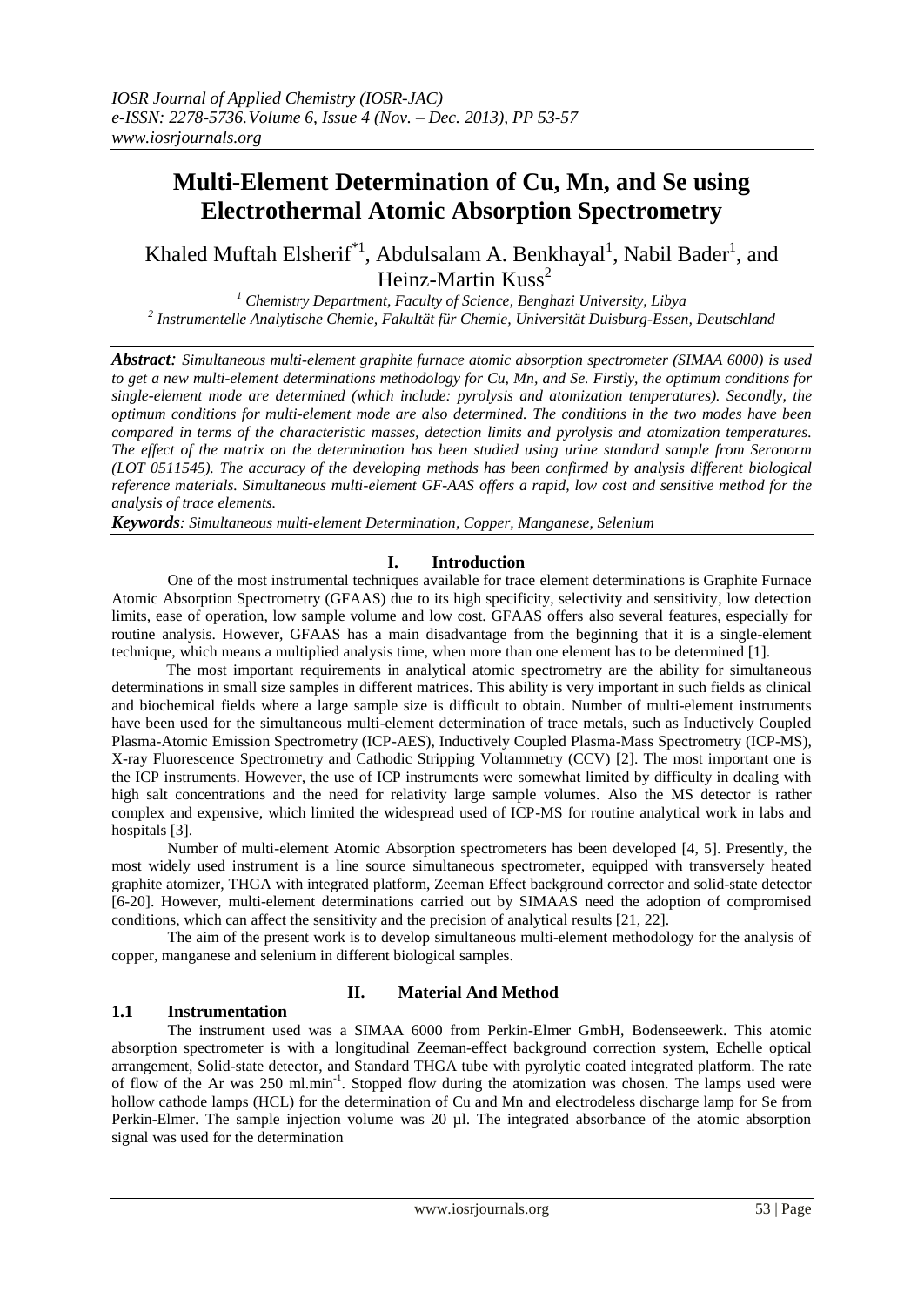# Multi-Element Determination of Cu, Mn, and Se using Electrothermal Atomic Absorption Spectrometry

Khaled Muftah Elsherif*[1], Abdulsalam A. Benkhayal[1], Nabil Bader[1], and Heinz-Martin Kuss[2]

[1] *Chemistry Department, Faculty of Science, Benghazi University, Libya*
[2] *Instrumentelle Analytische Chemie, Fakultät für Chemie, Universität Duisburg-Essen, Deutschland*

***Abstract:*** *Simultaneous multi-element graphite furnace atomic absorption spectrometer (SIMAA 6000) is used to get a new multi-element determinations methodology for Cu, Mn, and Se. Firstly, the optimum conditions for single-element mode are determined (which include: pyrolysis and atomization temperatures). Secondly, the optimum conditions for multi-element mode are also determined. The conditions in the two modes have been compared in terms of the characteristic masses, detection limits and pyrolysis and atomization temperatures. The effect of the matrix on the determination has been studied using urine standard sample from Seronorm (LOT 0511545). The accuracy of the developing methods has been confirmed by analysis different biological reference materials. Simultaneous multi-element GF-AAS offers a rapid, low cost and sensitive method for the analysis of trace elements.*

***Keywords****: Simultaneous multi-element Determination, Copper, Manganese, Selenium*

## I. Introduction

One of the most instrumental techniques available for trace element determinations is Graphite Furnace Atomic Absorption Spectrometry (GFAAS) due to its high specificity, selectivity and sensitivity, low detection limits, ease of operation, low sample volume and low cost. GFAAS offers also several features, especially for routine analysis. However, GFAAS has a main disadvantage from the beginning that it is a single-element technique, which means a multiplied analysis time, when more than one element has to be determined [1].

The most important requirements in analytical atomic spectrometry are the ability for simultaneous determinations in small size samples in different matrices. This ability is very important in such fields as clinical and biochemical fields where a large sample size is difficult to obtain. Number of multi-element instruments have been used for the simultaneous multi-element determination of trace metals, such as Inductively Coupled Plasma-Atomic Emission Spectrometry (ICP-AES), Inductively Coupled Plasma-Mass Spectrometry (ICP-MS), X-ray Fluorescence Spectrometry and Cathodic Stripping Voltammetry (CCV) [2]. The most important one is the ICP instruments. However, the use of ICP instruments were somewhat limited by difficulty in dealing with high salt concentrations and the need for relativity large sample volumes. Also the MS detector is rather complex and expensive, which limited the widespread used of ICP-MS for routine analytical work in labs and hospitals [3].

Number of multi-element Atomic Absorption spectrometers has been developed [4, 5]. Presently, the most widely used instrument is a line source simultaneous spectrometer, equipped with transversely heated graphite atomizer, THGA with integrated platform, Zeeman Effect background corrector and solid-state detector [6-20]. However, multi-element determinations carried out by SIMAAS need the adoption of compromised conditions, which can affect the sensitivity and the precision of analytical results [21, 22].

The aim of the present work is to develop simultaneous multi-element methodology for the analysis of copper, manganese and selenium in different biological samples.

## II. Material And Method

### 1.1 Instrumentation

The instrument used was a SIMAA 6000 from Perkin-Elmer GmbH, Bodenseewerk. This atomic absorption spectrometer is with a longitudinal Zeeman-effect background correction system, Echelle optical arrangement, Solid-state detector, and Standard THGA tube with pyrolytic coated integrated platform. The rate of flow of the Ar was 250 ml.min$^{-1}$. Stopped flow during the atomization was chosen. The lamps used were hollow cathode lamps (HCL) for the determination of Cu and Mn and electrodeless discharge lamp for Se from Perkin-Elmer. The sample injection volume was 20 µl. The integrated absorbance of the atomic absorption signal was used for the determination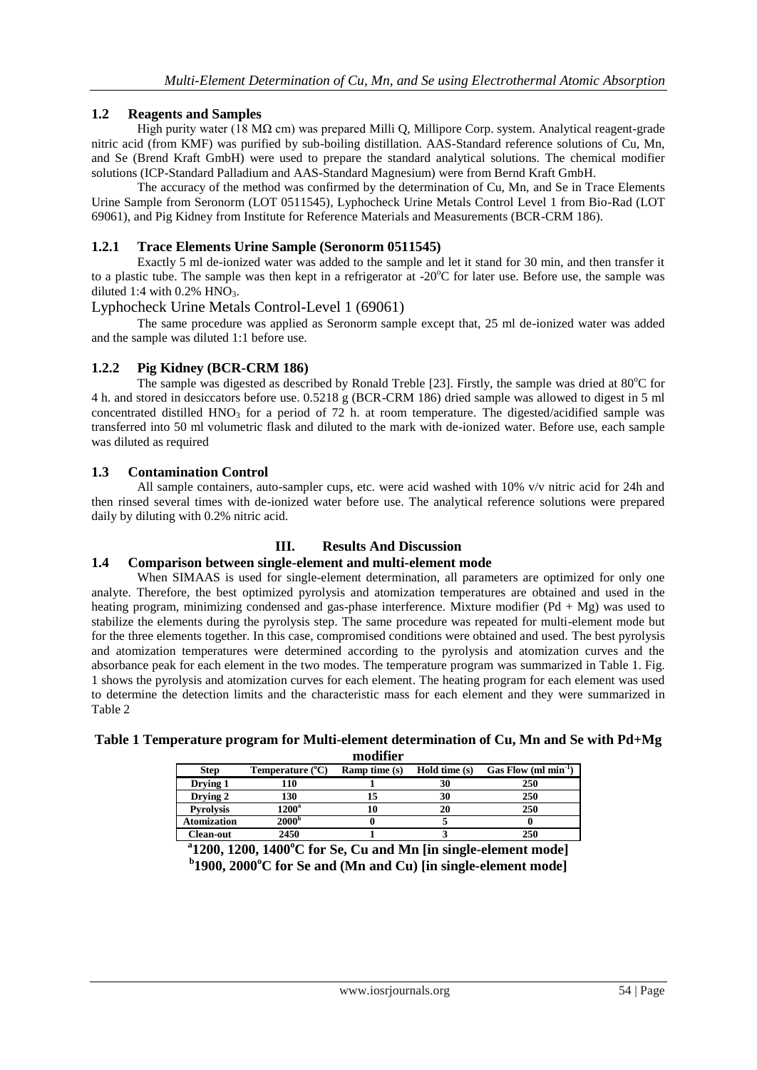## 1.2 Reagents and Samples

High purity water (18 MΩ cm) was prepared Milli Q, Millipore Corp. system. Analytical reagent-grade nitric acid (from KMF) was purified by sub-boiling distillation. AAS-Standard reference solutions of Cu, Mn, and Se (Brend Kraft GmbH) were used to prepare the standard analytical solutions. The chemical modifier solutions (ICP-Standard Palladium and AAS-Standard Magnesium) were from Bernd Kraft GmbH.

The accuracy of the method was confirmed by the determination of Cu, Mn, and Se in Trace Elements Urine Sample from Seronorm (LOT 0511545), Lyphocheck Urine Metals Control Level 1 from Bio-Rad (LOT 69061), and Pig Kidney from Institute for Reference Materials and Measurements (BCR-CRM 186).

### 1.2.1 Trace Elements Urine Sample (Seronorm 0511545)

Exactly 5 ml de-ionized water was added to the sample and let it stand for 30 min, and then transfer it to a plastic tube. The sample was then kept in a refrigerator at -20°C for later use. Before use, the sample was diluted 1:4 with 0.2% $HNO_3$.

Lyphocheck Urine Metals Control-Level 1 (69061)

The same procedure was applied as Seronorm sample except that, 25 ml de-ionized water was added and the sample was diluted 1:1 before use.

### 1.2.2 Pig Kidney (BCR-CRM 186)

The sample was digested as described by Ronald Treble [23]. Firstly, the sample was dried at 80°C for 4 h. and stored in desiccators before use. 0.5218 g (BCR-CRM 186) dried sample was allowed to digest in 5 ml concentrated distilled $HNO_3$ for a period of 72 h. at room temperature. The digested/acidified sample was transferred into 50 ml volumetric flask and diluted to the mark with de-ionized water. Before use, each sample was diluted as required

## 1.3 Contamination Control

All sample containers, auto-sampler cups, etc. were acid washed with 10% v/v nitric acid for 24h and then rinsed several times with de-ionized water before use. The analytical reference solutions were prepared daily by diluting with 0.2% nitric acid.

# III. Results And Discussion

## 1.4 Comparison between single-element and multi-element mode

When SIMAAS is used for single-element determination, all parameters are optimized for only one analyte. Therefore, the best optimized pyrolysis and atomization temperatures are obtained and used in the heating program, minimizing condensed and gas-phase interference. Mixture modifier (Pd + Mg) was used to stabilize the elements during the pyrolysis step. The same procedure was repeated for multi-element mode but for the three elements together. In this case, compromised conditions were obtained and used. The best pyrolysis and atomization temperatures were determined according to the pyrolysis and atomization curves and the absorbance peak for each element in the two modes. The temperature program was summarized in Table 1. Fig. 1 shows the pyrolysis and atomization curves for each element. The heating program for each element was used to determine the detection limits and the characteristic mass for each element and they were summarized in Table 2

**Table 1 Temperature program for Multi-element determination of Cu, Mn and Se with Pd+Mg modifier**

| Step | Temperature (°C) | Ramp time (s) | Hold time (s) | Gas Flow (ml $min^{-1}$) |
|---|---|---|---|---|
| Drying 1 | 110 | 1 | 30 | 250 |
| Drying 2 | 130 | 15 | 30 | 250 |
| Pyrolysis | 1200[a] | 10 | 20 | 250 |
| Atomization | 2000[b] | 0 | 5 | 0 |
| Clean-out | 2450 | 1 | 3 | 250 |

[a]1200, 1200, 1400°C for Se, Cu and Mn [in single-element mode]
[b]1900, 2000°C for Se and (Mn and Cu) [in single-element mode]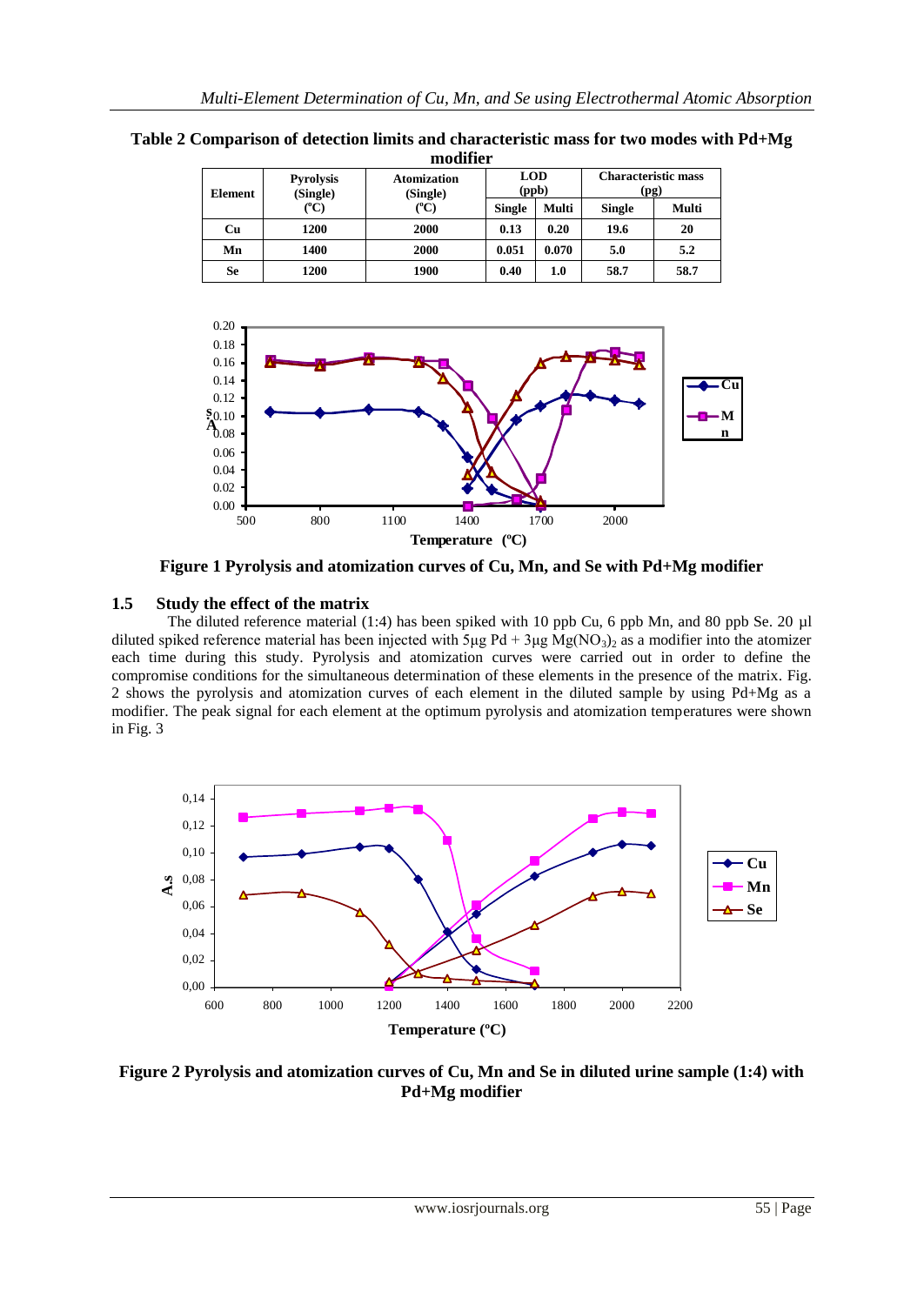**Table 2 Comparison of detection limits and characteristic mass for two modes with Pd+Mg modifier**

| Element | Pyrolysis (Single) (ºC) | Atomization (Single) (ºC) | LOD (ppb) | | Characteristic mass (pg) | |
|---|---|---|---|---|---|---|
| | | | Single | Multi | Single | Multi |
| Cu | 1200 | 2000 | 0.13 | 0.20 | 19.6 | 20 |
| Mn | 1400 | 2000 | 0.051 | 0.070 | 5.0 | 5.2 |
| Se | 1200 | 1900 | 0.40 | 1.0 | 58.7 | 58.7 |

**Figure 1 Pyrolysis and atomization curves of Cu, Mn, and Se with Pd+Mg modifier**

## 1.5 Study the effect of the matrix

The diluted reference material (1:4) has been spiked with 10 ppb Cu, 6 ppb Mn, and 80 ppb Se. 20 µl diluted spiked reference material has been injected with 5µg Pd + 3µg $Mg(NO_3)_2$ as a modifier into the atomizer each time during this study. Pyrolysis and atomization curves were carried out in order to define the compromise conditions for the simultaneous determination of these elements in the presence of the matrix. Fig. 2 shows the pyrolysis and atomization curves of each element in the diluted sample by using Pd+Mg as a modifier. The peak signal for each element at the optimum pyrolysis and atomization temperatures were shown in Fig. 3

**Figure 2 Pyrolysis and atomization curves of Cu, Mn and Se in diluted urine sample (1:4) with Pd+Mg modifier**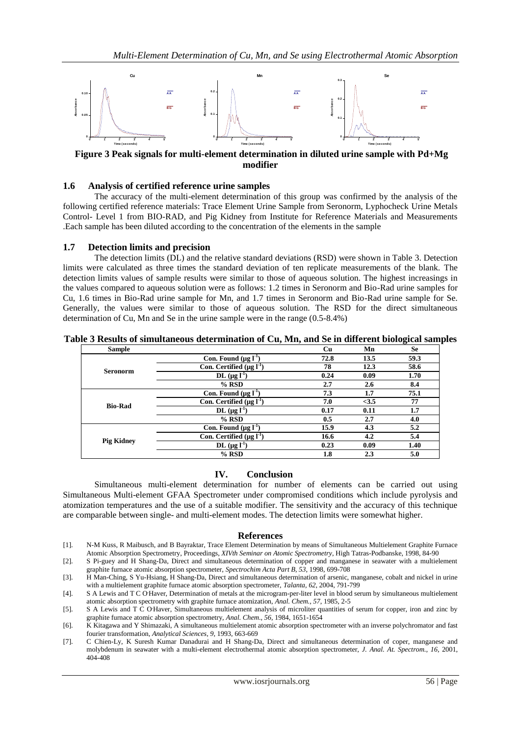**Figure 3 Peak signals for multi-element determination in diluted urine sample with Pd+Mg modifier**

### 1.6 Analysis of certified reference urine samples

The accuracy of the multi-element determination of this group was confirmed by the analysis of the following certified reference materials: Trace Element Urine Sample from Seronorm, Lyphocheck Urine Metals Control- Level 1 from BIO-RAD, and Pig Kidney from Institute for Reference Materials and Measurements .Each sample has been diluted according to the concentration of the elements in the sample

### 1.7 Detection limits and precision

The detection limits (DL) and the relative standard deviations (RSD) were shown in Table 3. Detection limits were calculated as three times the standard deviation of ten replicate measurements of the blank. The detection limits values of sample results were similar to those of aqueous solution. The highest increasings in the values compared to aqueous solution were as follows: 1.2 times in Seronorm and Bio-Rad urine samples for Cu, 1.6 times in Bio-Rad urine sample for Mn, and 1.7 times in Seronorm and Bio-Rad urine sample for Se. Generally, the values were similar to those of aqueous solution. The RSD for the direct simultaneous determination of Cu, Mn and Se in the urine sample were in the range (0.5-8.4%)

**Table 3 Results of simultaneous determination of Cu, Mn, and Se in different biological samples**

| Sample | | Cu | Mn | Se |
|---|---|---|---|---|
| Seronorm | Con. Found ($\mu g\ l^{-1}$) | 72.8 | 13.5 | 59.3 |
| | Con. Certified ($\mu g\ l^{-1}$) | 78 | 12.3 | 58.6 |
| | DL ($\mu g\ l^{-1}$) | 0.24 | 0.09 | 1.70 |
| | % RSD | 2.7 | 2.6 | 8.4 |
| Bio-Rad | Con. Found ($\mu g\ l^{-1}$) | 7.3 | 1.7 | 75.1 |
| | Con. Certified ($\mu g\ l^{-1}$) | 7.0 | <3.5 | 77 |
| | DL ($\mu g\ l^{-1}$) | 0.17 | 0.11 | 1.7 |
| | % RSD | 0.5 | 2.7 | 4.0 |
| Pig Kidney | Con. Found ($\mu g\ l^{-1}$) | 15.9 | 4.3 | 5.2 |
| | Con. Certified ($\mu g\ l^{-1}$) | 16.6 | 4.2 | 5.4 |
| | DL ($\mu g\ l^{-1}$) | 0.23 | 0.09 | 1.40 |
| | % RSD | 1.8 | 2.3 | 5.0 |

## IV. Conclusion

Simultaneous multi-element determination for number of elements can be carried out using Simultaneous Multi-element GFAA Spectrometer under compromised conditions which include pyrolysis and atomization temperatures and the use of a suitable modifier. The sensitivity and the accuracy of this technique are comparable between single- and multi-element modes. The detection limits were somewhat higher.

## References

[1]. N-M Kuss, R Maibusch, and B Bayraktar, Trace Element Determination by means of Simultaneous Multielement Graphite Furnace Atomic Absorption Spectrometry, Proceedings, *XIVth Seminar on Atomic Spectrometry*, High Tatras-Podbanske, 1998, 84-90

[2]. S Pi-guey and H Shang-Da, Direct and simultaneous determination of copper and manganese in seawater with a multielement graphite furnace atomic absorption spectrometer, *Spectrochim Acta Part B, 53*, 1998, 699-708

[3]. H Man-Ching, S Yu-Hsiang, H Shang-Da, Direct and simultaneous determination of arsenic, manganese, cobalt and nickel in urine with a multielement graphite furnace atomic absorption spectrometer, *Talanta, 62*, 2004, 791-799

[4]. S A Lewis and T C O'Haver, Determination of metals at the microgram-per-liter level in blood serum by simultaneous multielement atomic absorption spectrometry with graphite furnace atomization, *Anal. Chem., 57*, 1985, 2-5

[5]. S A Lewis and T C O'Haver, Simultaneous multielement analysis of microliter quantities of serum for copper, iron and zinc by graphite furnace atomic absorption spectrometry, *Anal. Chem., 56*, 1984, 1651-1654

[6]. K Kitagawa and Y Shimazaki, A simultaneous multielement atomic absorption spectrometer with an inverse polychromator and fast fourier transformation, *Analytical Sciences, 9*, 1993, 663-669

[7]. C Chien-Ly, K Suresh Kumar Danadurai and H Shang-Da, Direct and simultaneous determination of coper, manganese and molybdenum in seawater with a multi-element electrothermal atomic absorption spectrometer, *J. Anal. At. Spectrom., 16*, 2001, 404-408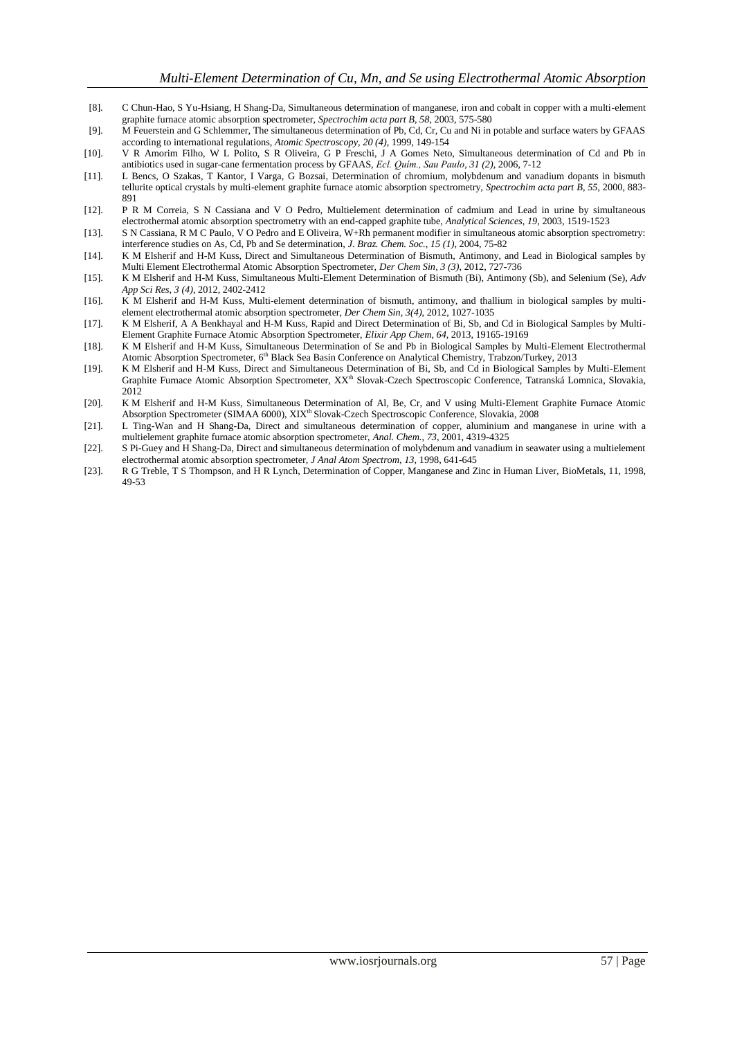[8]. C Chun-Hao, S Yu-Hsiang, H Shang-Da, Simultaneous determination of manganese, iron and cobalt in copper with a multi-element graphite furnace atomic absorption spectrometer, *Spectrochim acta part B, 58*, 2003, 575-580

[9]. M Feuerstein and G Schlemmer, The simultaneous determination of Pb, Cd, Cr, Cu and Ni in potable and surface waters by GFAAS according to international regulations, *Atomic Spectroscopy, 20 (4)*, 1999, 149-154

[10]. V R Amorim Filho, W L Polito, S R Oliveira, G P Freschi, J A Gomes Neto, Simultaneous determination of Cd and Pb in antibiotics used in sugar-cane fermentation process by GFAAS, *Ecl. Quím., Sau Paulo, 31 (2)*, 2006, 7-12

[11]. L Bencs, O Szakas, T Kantor, I Varga, G Bozsai, Determination of chromium, molybdenum and vanadium dopants in bismuth tellurite optical crystals by multi-element graphite furnace atomic absorption spectrometry, *Spectrochim acta part B, 55*, 2000, 883-891

[12]. P R M Correia, S N Cassiana and V O Pedro, Multielement determination of cadmium and Lead in urine by simultaneous electrothermal atomic absorption spectrometry with an end-capped graphite tube, *Analytical Sciences, 19*, 2003, 1519-1523

[13]. S N Cassiana, R M C Paulo, V O Pedro and E Oliveira, W+Rh permanent modifier in simultaneous atomic absorption spectrometry: interference studies on As, Cd, Pb and Se determination, *J. Braz. Chem. Soc., 15 (1)*, 2004, 75-82

[14]. K M Elsherif and H-M Kuss, Direct and Simultaneous Determination of Bismuth, Antimony, and Lead in Biological samples by Multi Element Electrothermal Atomic Absorption Spectrometer, *Der Chem Sin, 3 (3)*, 2012, 727-736

[15]. K M Elsherif and H-M Kuss, Simultaneous Multi-Element Determination of Bismuth (Bi), Antimony (Sb), and Selenium (Se), *Adv App Sci Res, 3 (4)*, 2012, 2402-2412

[16]. K M Elsherif and H-M Kuss, Multi-element determination of bismuth, antimony, and thallium in biological samples by multi-element electrothermal atomic absorption spectrometer, *Der Chem Sin, 3(4)*, 2012, 1027-1035

[17]. K M Elsherif, A A Benkhayal and H-M Kuss, Rapid and Direct Determination of Bi, Sb, and Cd in Biological Samples by Multi-Element Graphite Furnace Atomic Absorption Spectrometer, *Elixir App Chem, 64*, 2013, 19165-19169

[18]. K M Elsherif and H-M Kuss, Simultaneous Determination of Se and Pb in Biological Samples by Multi-Element Electrothermal Atomic Absorption Spectrometer, 6th Black Sea Basin Conference on Analytical Chemistry, Trabzon/Turkey, 2013

[19]. K M Elsherif and H-M Kuss, Direct and Simultaneous Determination of Bi, Sb, and Cd in Biological Samples by Multi-Element Graphite Furnace Atomic Absorption Spectrometer, XXth Slovak-Czech Spectroscopic Conference, Tatranská Lomnica, Slovakia, 2012

[20]. K M Elsherif and H-M Kuss, Simultaneous Determination of Al, Be, Cr, and V using Multi-Element Graphite Furnace Atomic Absorption Spectrometer (SIMAA 6000), XIXth Slovak-Czech Spectroscopic Conference, Slovakia, 2008

[21]. L Ting-Wan and H Shang-Da, Direct and simultaneous determination of copper, aluminium and manganese in urine with a multielement graphite furnace atomic absorption spectrometer, *Anal. Chem., 73*, 2001, 4319-4325

[22]. S Pi-Guey and H Shang-Da, Direct and simultaneous determination of molybdenum and vanadium in seawater using a multielement electrothermal atomic absorption spectrometer, *J Anal Atom Spectrom, 13*, 1998, 641-645

[23]. R G Treble, T S Thompson, and H R Lynch, Determination of Copper, Manganese and Zinc in Human Liver, BioMetals, 11, 1998, 49-53